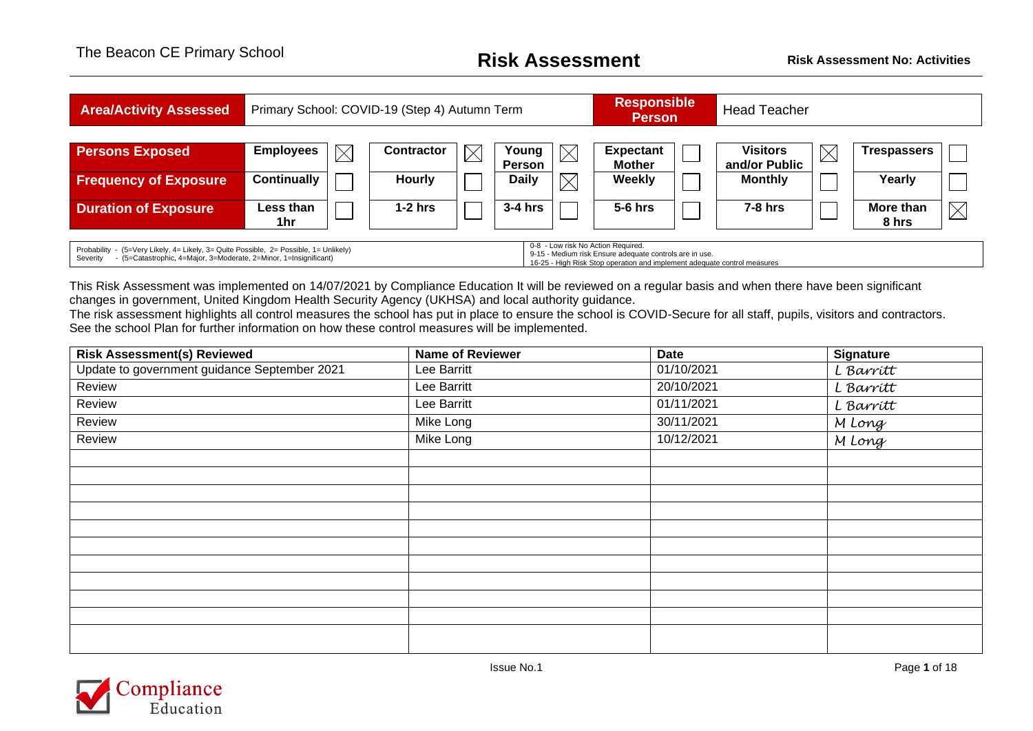The Beacon CE Primary School

# Risk Assessment

**Risk Assessment No: Activities**

| **Area/Activity Assessed** | Primary School: COVID-19 (Step 4) Autumn Term | **Responsible Person** | Head Teacher |
|---|---|---|---|

| | | | | | | | | | | | | |
|---|---|---|---|---|---|---|---|---|---|---|---|---|
| **Persons Exposed** | **Employees** | ☒ | **Contractor** | ☒ | **Young Person** | ☒ | **Expectant Mother** | ☐ | **Visitors and/or Public** | ☒ | **Trespassers** | ☐ |
| **Frequency of Exposure** | **Continually** | ☐ | **Hourly** | ☐ | **Daily** | ☒ | **Weekly** | ☐ | **Monthly** | ☐ | **Yearly** | ☐ |
| **Duration of Exposure** | **Less than 1hr** | ☐ | **1-2 hrs** | ☐ | **3-4 hrs** | ☐ | **5-6 hrs** | ☐ | **7-8 hrs** | ☐ | **More than 8 hrs** | ☒ |

| | |
|---|---|
| Probability - (5=Very Likely, 4= Likely, 3= Quite Possible, 2= Possible, 1= Unlikely)<br>Severity - (5=Catastrophic, 4=Major, 3=Moderate, 2=Minor, 1=Insignificant) | 0-8 - Low risk No Action Required.<br>9-15 - Medium risk Ensure adequate controls are in use.<br>16-25 - High Risk Stop operation and implement adequate control measures |

This Risk Assessment was implemented on 14/07/2021 by Compliance Education It will be reviewed on a regular basis and when there have been significant changes in government, United Kingdom Health Security Agency (UKHSA) and local authority guidance.
The risk assessment highlights all control measures the school has put in place to ensure the school is COVID-Secure for all staff, pupils, visitors and contractors. See the school Plan for further information on how these control measures will be implemented.

| Risk Assessment(s) Reviewed | Name of Reviewer | Date | Signature |
|---|---|---|---|
| Update to government guidance September 2021 | Lee Barritt | 01/10/2021 | L Barritt |
| Review | Lee Barritt | 20/10/2021 | L Barritt |
| Review | Lee Barritt | 01/11/2021 | L Barritt |
| Review | Mike Long | 30/11/2021 | M Long |
| Review | Mike Long | 10/12/2021 | M Long |
| | | | |
| | | | |
| | | | |
| | | | |
| | | | |
| | | | |
| | | | |
| | | | |
| | | | |
| | | | |
| | | | |

Issue No.1

Compliance Education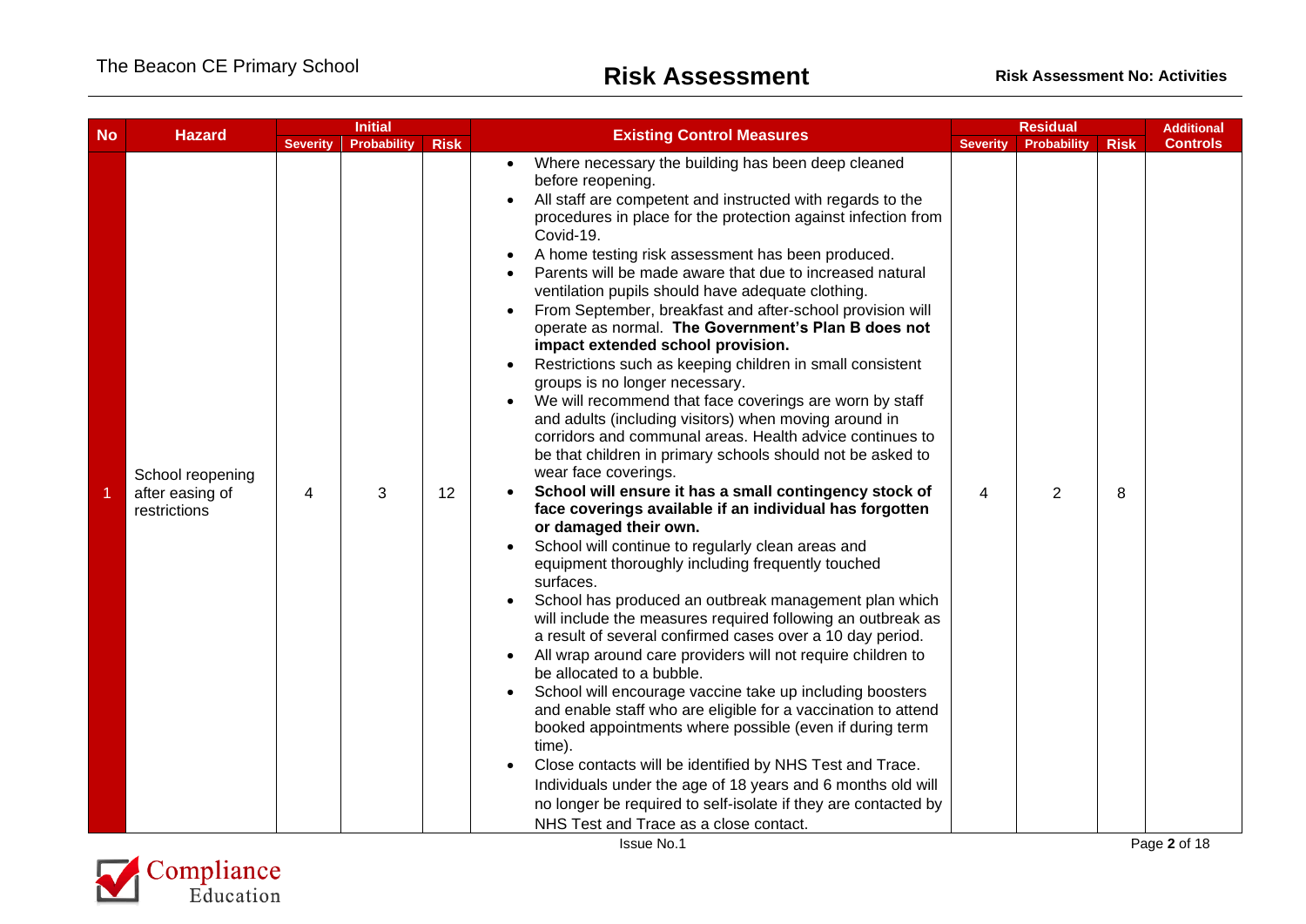| No | Hazard | Initial | | | Existing Control Measures | Residual | | | Additional Controls |
|---|---|---|---|---|---|---|---|---|---|
| | | Severity | Probability | Risk | | Severity | Probability | Risk | |
| 1 | School reopening after easing of restrictions | 4 | 3 | 12 | • Where necessary the building has been deep cleaned before reopening.<br>• All staff are competent and instructed with regards to the procedures in place for the protection against infection from Covid-19.<br>• A home testing risk assessment has been produced.<br>• Parents will be made aware that due to increased natural ventilation pupils should have adequate clothing.<br>• From September, breakfast and after-school provision will operate as normal. **The Government's Plan B does not impact extended school provision.**<br>• Restrictions such as keeping children in small consistent groups is no longer necessary.<br>• We will recommend that face coverings are worn by staff and adults (including visitors) when moving around in corridors and communal areas. Health advice continues to be that children in primary schools should not be asked to wear face coverings.<br>• **School will ensure it has a small contingency stock of face coverings available if an individual has forgotten or damaged their own.**<br>• School will continue to regularly clean areas and equipment thoroughly including frequently touched surfaces.<br>• School has produced an outbreak management plan which will include the measures required following an outbreak as a result of several confirmed cases over a 10 day period.<br>• All wrap around care providers will not require children to be allocated to a bubble.<br>• School will encourage vaccine take up including boosters and enable staff who are eligible for a vaccination to attend booked appointments where possible (even if during term time).<br>• Close contacts will be identified by NHS Test and Trace. Individuals under the age of 18 years and 6 months old will no longer be required to self-isolate if they are contacted by NHS Test and Trace as a close contact. | 4 | 2 | 8 | |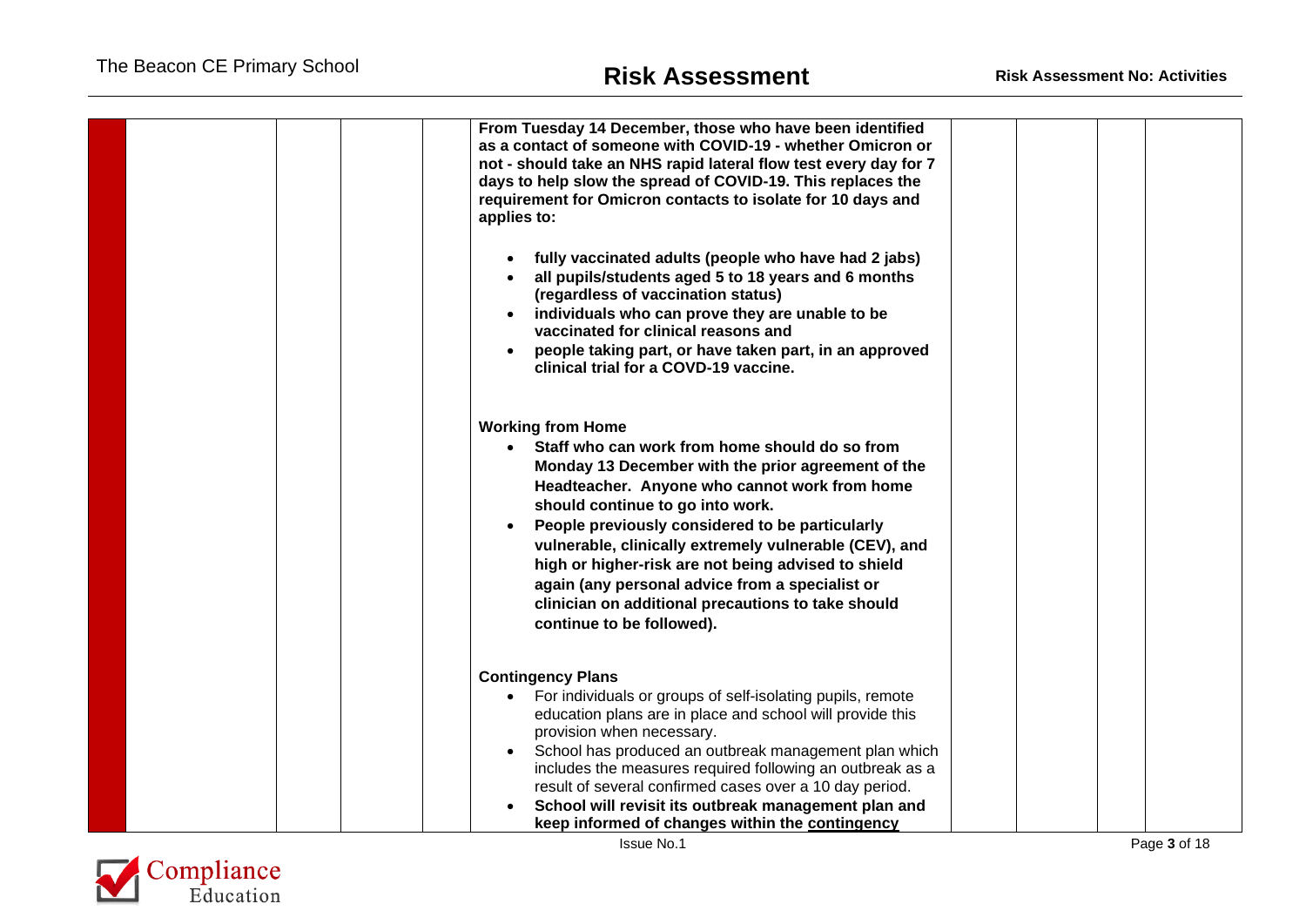**From Tuesday 14 December, those who have been identified as a contact of someone with COVID-19 - whether Omicron or not - should take an NHS rapid lateral flow test every day for 7 days to help slow the spread of COVID-19. This replaces the requirement for Omicron contacts to isolate for 10 days and applies to:**

- **fully vaccinated adults (people who have had 2 jabs)**
- **all pupils/students aged 5 to 18 years and 6 months (regardless of vaccination status)**
- **individuals who can prove they are unable to be vaccinated for clinical reasons and**
- **people taking part, or have taken part, in an approved clinical trial for a COVD-19 vaccine.**

**Working from Home**

- **Staff who can work from home should do so from Monday 13 December with the prior agreement of the Headteacher. Anyone who cannot work from home should continue to go into work.**
- **People previously considered to be particularly vulnerable, clinically extremely vulnerable (CEV), and high or higher-risk are not being advised to shield again (any personal advice from a specialist or clinician on additional precautions to take should continue to be followed).**

**Contingency Plans**

- For individuals or groups of self-isolating pupils, remote education plans are in place and school will provide this provision when necessary.
- School has produced an outbreak management plan which includes the measures required following an outbreak as a result of several confirmed cases over a 10 day period.
- **School will revisit its outbreak management plan and keep informed of changes within the contingency**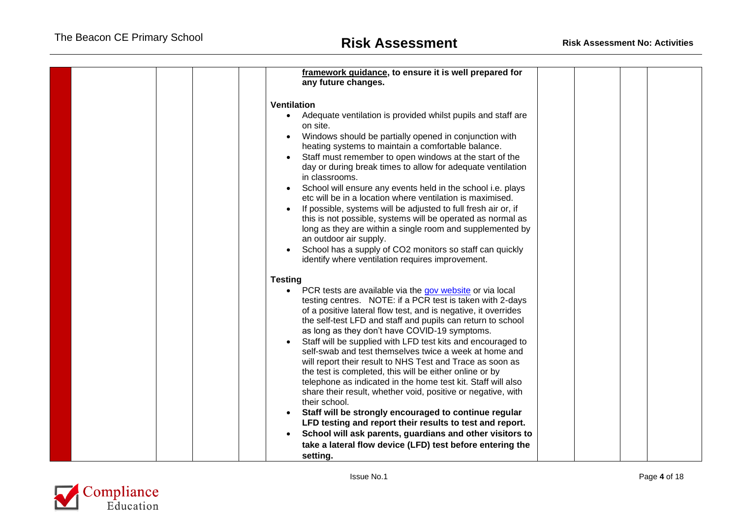| | | | | | | | | | |
|---|---|---|---|---|---|---|---|---|---|
| | | | | **framework guidance, to ensure it is well prepared for any future changes.**<br><br>**Ventilation**<br>• Adequate ventilation is provided whilst pupils and staff are on site.<br>• Windows should be partially opened in conjunction with heating systems to maintain a comfortable balance.<br>• Staff must remember to open windows at the start of the day or during break times to allow for adequate ventilation in classrooms.<br>• School will ensure any events held in the school i.e. plays etc will be in a location where ventilation is maximised.<br>• If possible, systems will be adjusted to full fresh air or, if this is not possible, systems will be operated as normal as long as they are within a single room and supplemented by an outdoor air supply.<br>• School has a supply of $CO_2$ monitors so staff can quickly identify where ventilation requires improvement.<br><br>**Testing**<br>• PCR tests are available via the gov website or via local testing centres. NOTE: if a PCR test is taken with 2-days of a positive lateral flow test, and is negative, it overrides the self-test LFD and staff and pupils can return to school as long as they don't have COVID-19 symptoms.<br>• Staff will be supplied with LFD test kits and encouraged to self-swab and test themselves twice a week at home and will report their result to NHS Test and Trace as soon as the test is completed, this will be either online or by telephone as indicated in the home test kit. Staff will also share their result, whether void, positive or negative, with their school.<br>• **Staff will be strongly encouraged to continue regular LFD testing and report their results to test and report.**<br>• **School will ask parents, guardians and other visitors to take a lateral flow device (LFD) test before entering the setting.** | | | | |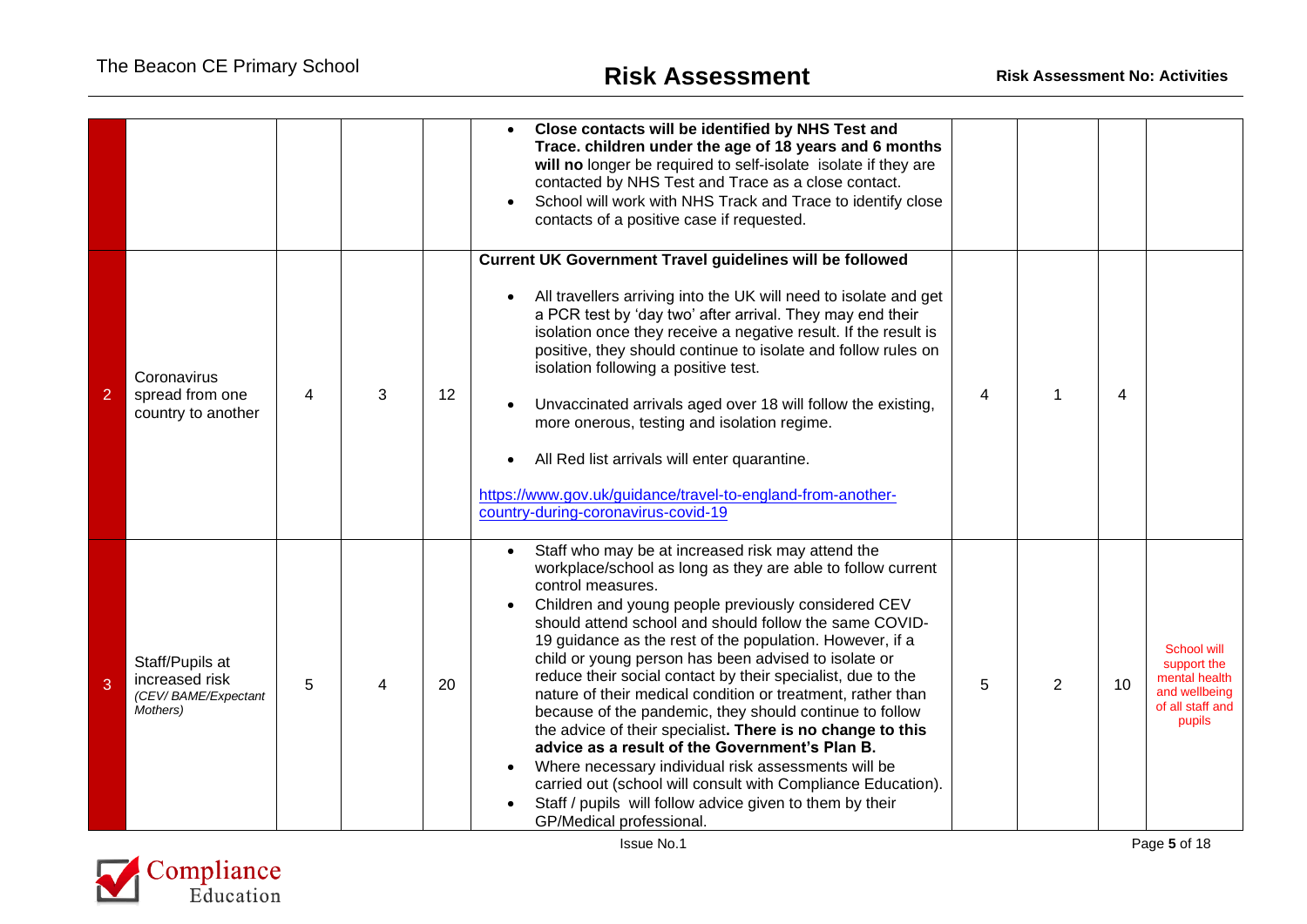| | | | | | | | | | |
|---|---|---|---|---|---|---|---|---|---|
| | | | | | • **Close contacts will be identified by NHS Test and Trace. children under the age of 18 years and 6 months will no** longer be required to self-isolate isolate if they are contacted by NHS Test and Trace as a close contact.<br>• School will work with NHS Track and Trace to identify close contacts of a positive case if requested. | | | | |
| 2 | Coronavirus spread from one country to another | 4 | 3 | 12 | **Current UK Government Travel guidelines will be followed**<br><br>• All travellers arriving into the UK will need to isolate and get a PCR test by 'day two' after arrival. They may end their isolation once they receive a negative result. If the result is positive, they should continue to isolate and follow rules on isolation following a positive test.<br><br>• Unvaccinated arrivals aged over 18 will follow the existing, more onerous, testing and isolation regime.<br><br>• All Red list arrivals will enter quarantine.<br><br>[https://www.gov.uk/guidance/travel-to-england-from-another-country-during-coronavirus-covid-19](https://www.gov.uk/guidance/travel-to-england-from-another-country-during-coronavirus-covid-19) | 4 | 1 | 4 | |
| 3 | Staff/Pupils at increased risk *(CEV/ BAME/Expectant Mothers)* | 5 | 4 | 20 | • Staff who may be at increased risk may attend the workplace/school as long as they are able to follow current control measures.<br>• Children and young people previously considered CEV should attend school and should follow the same COVID-19 guidance as the rest of the population. However, if a child or young person has been advised to isolate or reduce their social contact by their specialist, due to the nature of their medical condition or treatment, rather than because of the pandemic, they should continue to follow the advice of their specialist**. There is no change to this advice as a result of the Government's Plan B.**<br>• Where necessary individual risk assessments will be carried out (school will consult with Compliance Education).<br>• Staff / pupils will follow advice given to them by their GP/Medical professional. | 5 | 2 | 10 | School will support the mental health and wellbeing of all staff and pupils |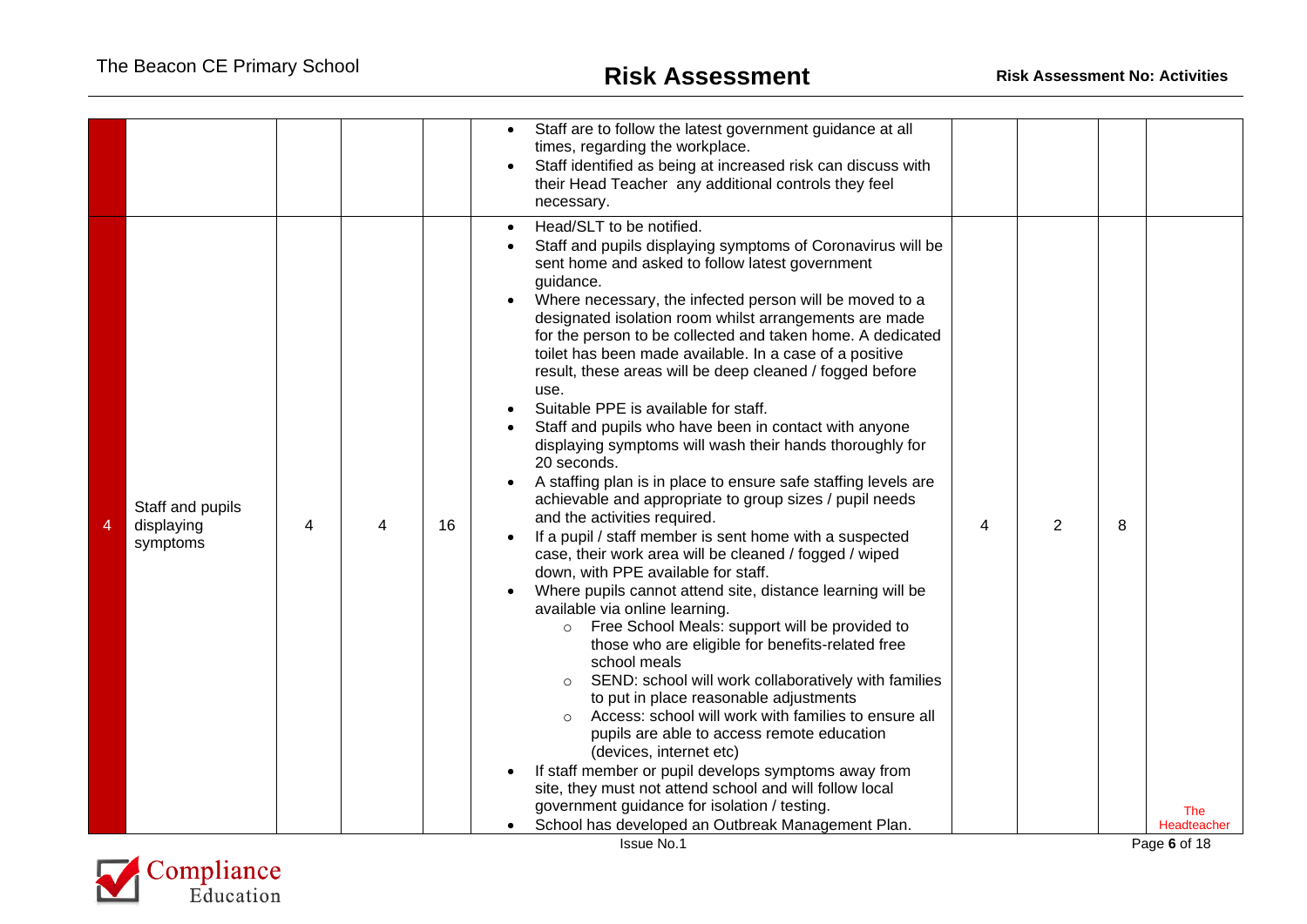| | | | | | | | | | |
|---|---|---|---|---|---|---|---|---|---|
| | | | | • Staff are to follow the latest government guidance at all times, regarding the workplace.<br>• Staff identified as being at increased risk can discuss with their Head Teacher any additional controls they feel necessary. | | | | |
| 4 | Staff and pupils displaying symptoms | 4 | 4 | 16 | • Head/SLT to be notified.<br>• Staff and pupils displaying symptoms of Coronavirus will be sent home and asked to follow latest government guidance.<br>• Where necessary, the infected person will be moved to a designated isolation room whilst arrangements are made for the person to be collected and taken home. A dedicated toilet has been made available. In a case of a positive result, these areas will be deep cleaned / fogged before use.<br>• Suitable PPE is available for staff.<br>• Staff and pupils who have been in contact with anyone displaying symptoms will wash their hands thoroughly for 20 seconds.<br>• A staffing plan is in place to ensure safe staffing levels are achievable and appropriate to group sizes / pupil needs and the activities required.<br>• If a pupil / staff member is sent home with a suspected case, their work area will be cleaned / fogged / wiped down, with PPE available for staff.<br>• Where pupils cannot attend site, distance learning will be available via online learning.<br>&nbsp;&nbsp;&nbsp;&nbsp;○ Free School Meals: support will be provided to those who are eligible for benefits-related free school meals<br>&nbsp;&nbsp;&nbsp;&nbsp;○ SEND: school will work collaboratively with families to put in place reasonable adjustments<br>&nbsp;&nbsp;&nbsp;&nbsp;○ Access: school will work with families to ensure all pupils are able to access remote education (devices, internet etc)<br>• If staff member or pupil develops symptoms away from site, they must not attend school and will follow local government guidance for isolation / testing.<br>• School has developed an Outbreak Management Plan. | 4 | 2 | 8 | The Headteacher |

Issue No.1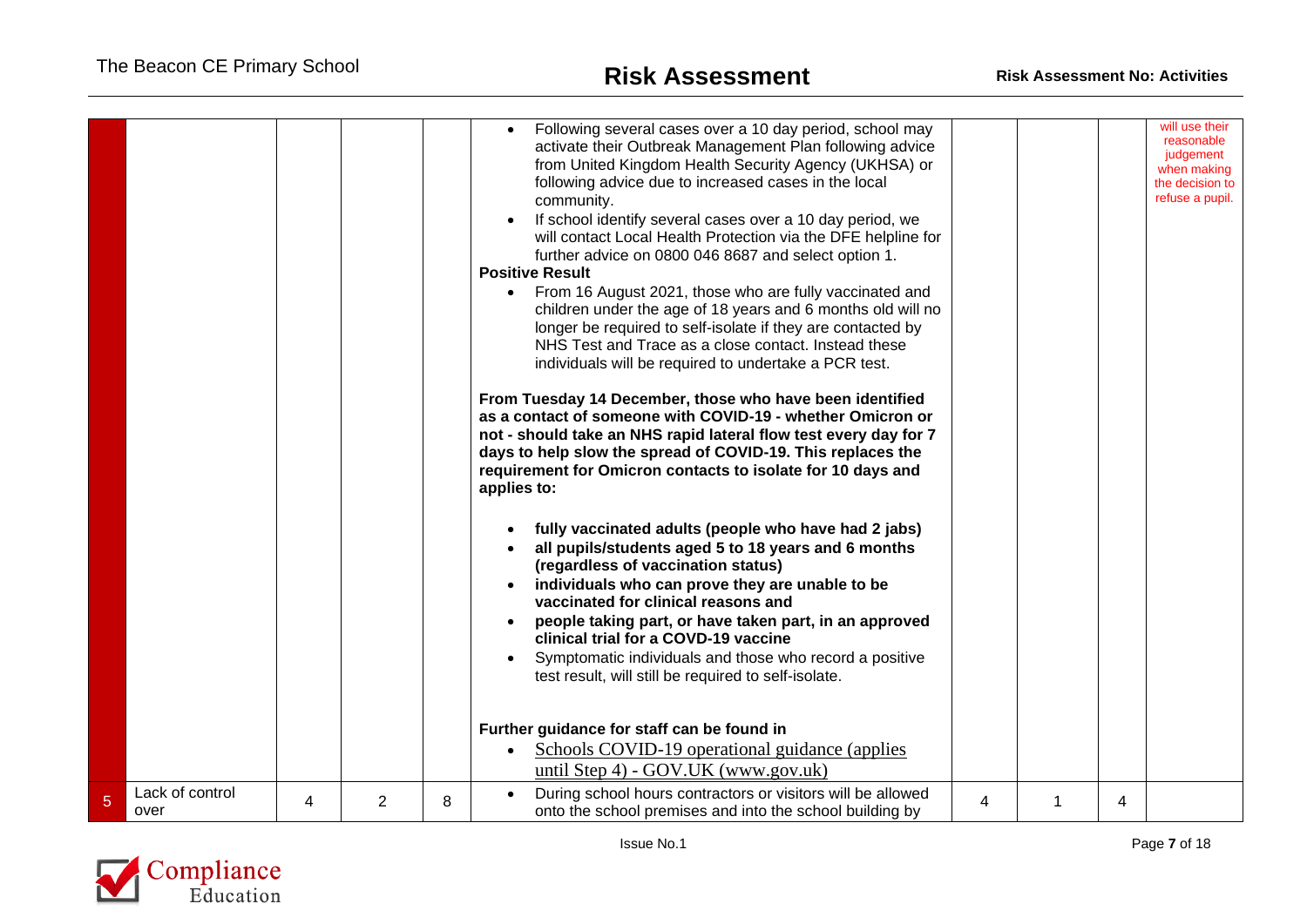| | | | | | | | | | |
|---|---|---|---|---|---|---|---|---|---|
| | | | | | • Following several cases over a 10 day period, school may activate their Outbreak Management Plan following advice from United Kingdom Health Security Agency (UKHSA) or following advice due to increased cases in the local community.<br>• If school identify several cases over a 10 day period, we will contact Local Health Protection via the DFE helpline for further advice on 0800 046 8687 and select option 1.<br>**Positive Result**<br>• From 16 August 2021, those who are fully vaccinated and children under the age of 18 years and 6 months old will no longer be required to self-isolate if they are contacted by NHS Test and Trace as a close contact. Instead these individuals will be required to undertake a PCR test.<br><br>**From Tuesday 14 December, those who have been identified as a contact of someone with COVID-19 - whether Omicron or not - should take an NHS rapid lateral flow test every day for 7 days to help slow the spread of COVID-19. This replaces the requirement for Omicron contacts to isolate for 10 days and applies to:**<br><br>• **fully vaccinated adults (people who have had 2 jabs)**<br>• **all pupils/students aged 5 to 18 years and 6 months (regardless of vaccination status)**<br>• **individuals who can prove they are unable to be vaccinated for clinical reasons and**<br>• **people taking part, or have taken part, in an approved clinical trial for a COVD-19 vaccine**<br>• Symptomatic individuals and those who record a positive test result, will still be required to self-isolate.<br><br>**Further guidance for staff can be found in**<br>• Schools COVID-19 operational guidance (applies until Step 4) - GOV.UK (www.gov.uk) | | | | will use their reasonable judgement when making the decision to refuse a pupil. |
| 5 | Lack of control over | 4 | 2 | 8 | • During school hours contractors or visitors will be allowed onto the school premises and into the school building by | 4 | 1 | 4 | |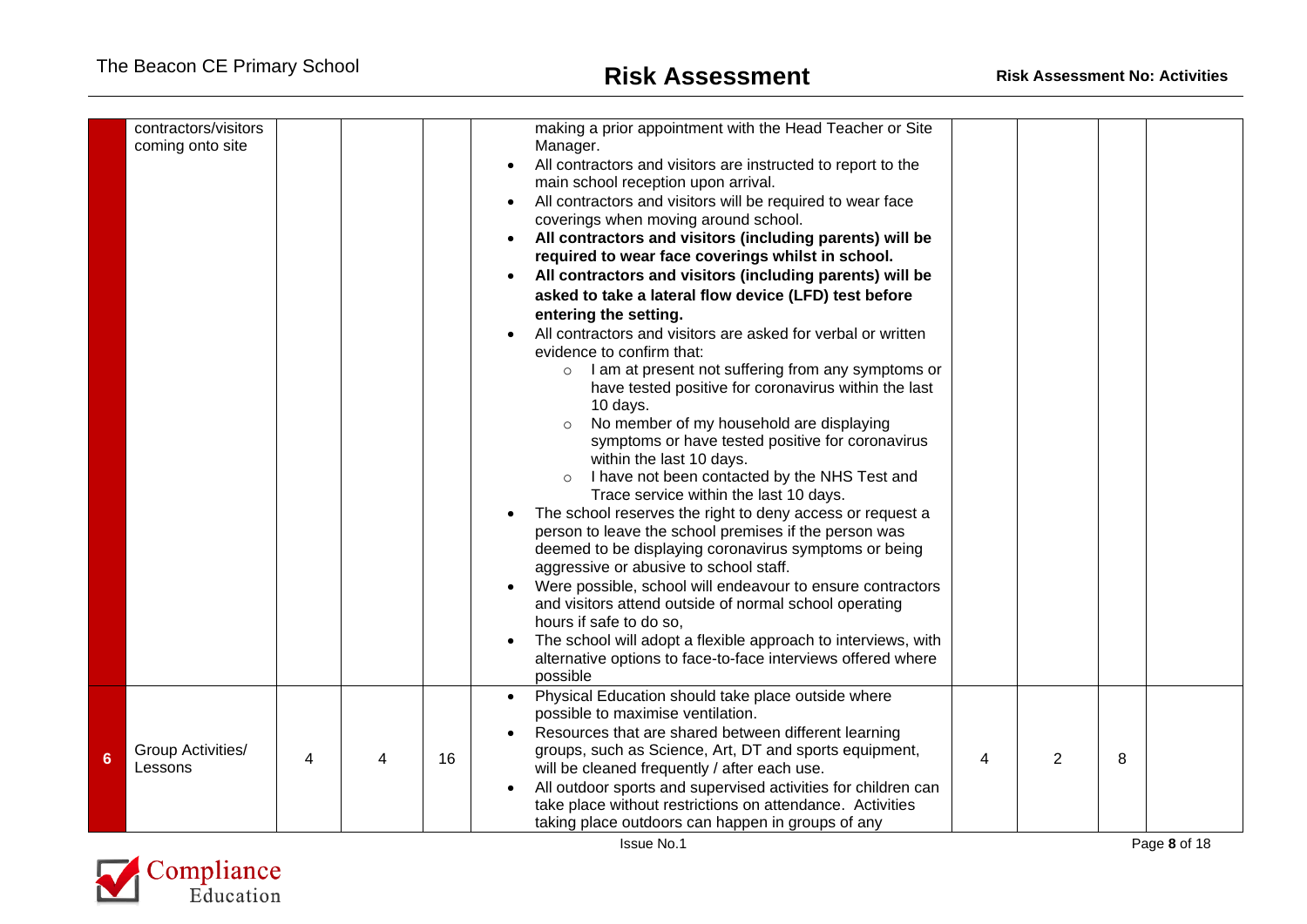| | | | | | | | | | |
|---|---|---|---|---|---|---|---|---|---|
| | contractors/visitors coming onto site | | | | making a prior appointment with the Head Teacher or Site Manager.<br>• All contractors and visitors are instructed to report to the main school reception upon arrival.<br>• All contractors and visitors will be required to wear face coverings when moving around school.<br>• **All contractors and visitors (including parents) will be required to wear face coverings whilst in school.**<br>• **All contractors and visitors (including parents) will be asked to take a lateral flow device (LFD) test before entering the setting.**<br>• All contractors and visitors are asked for verbal or written evidence to confirm that:<br>  ○ I am at present not suffering from any symptoms or have tested positive for coronavirus within the last 10 days.<br>  ○ No member of my household are displaying symptoms or have tested positive for coronavirus within the last 10 days.<br>  ○ I have not been contacted by the NHS Test and Trace service within the last 10 days.<br>• The school reserves the right to deny access or request a person to leave the school premises if the person was deemed to be displaying coronavirus symptoms or being aggressive or abusive to school staff.<br>• Were possible, school will endeavour to ensure contractors and visitors attend outside of normal school operating hours if safe to do so,<br>• The school will adopt a flexible approach to interviews, with alternative options to face-to-face interviews offered where possible | | | | |
| 6 | Group Activities/ Lessons | 4 | 4 | 16 | • Physical Education should take place outside where possible to maximise ventilation.<br>• Resources that are shared between different learning groups, such as Science, Art, DT and sports equipment, will be cleaned frequently / after each use.<br>• All outdoor sports and supervised activities for children can take place without restrictions on attendance. Activities taking place outdoors can happen in groups of any | 4 | 2 | 8 | |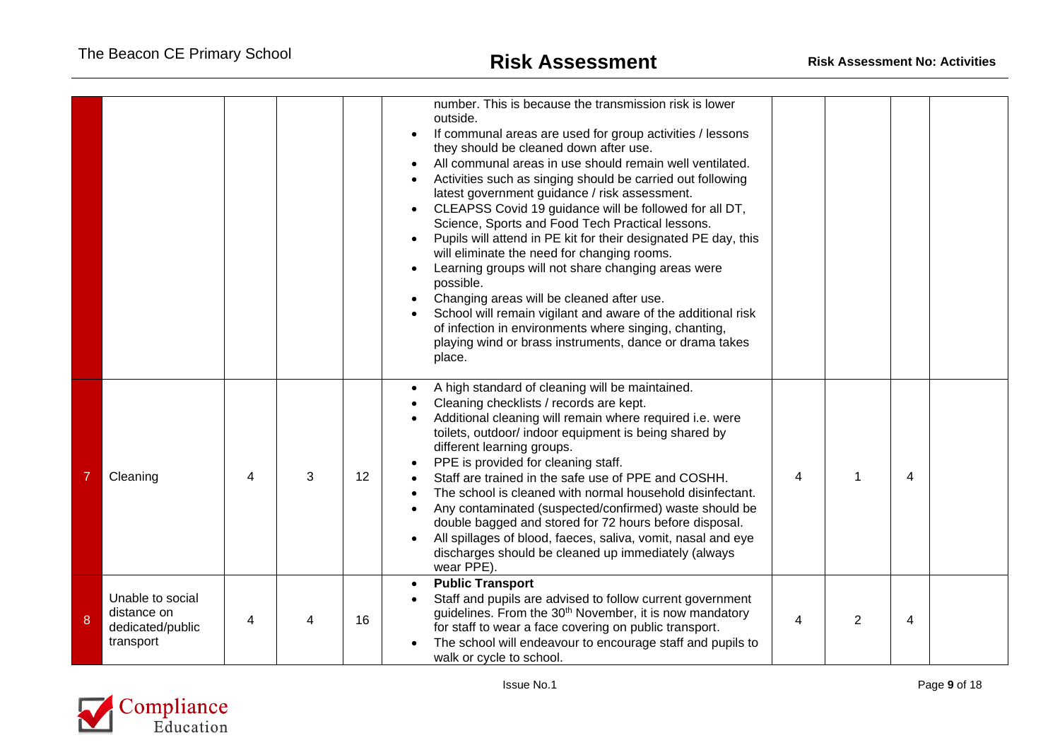| | | | | | | | | | |
|---|---|---|---|---|---|---|---|---|---|
| | | | | | number. This is because the transmission risk is lower outside.<br>• If communal areas are used for group activities / lessons they should be cleaned down after use.<br>• All communal areas in use should remain well ventilated.<br>• Activities such as singing should be carried out following latest government guidance / risk assessment.<br>• CLEAPSS Covid 19 guidance will be followed for all DT, Science, Sports and Food Tech Practical lessons.<br>• Pupils will attend in PE kit for their designated PE day, this will eliminate the need for changing rooms.<br>• Learning groups will not share changing areas were possible.<br>• Changing areas will be cleaned after use.<br>• School will remain vigilant and aware of the additional risk of infection in environments where singing, chanting, playing wind or brass instruments, dance or drama takes place. | | | | |
| 7 | Cleaning | 4 | 3 | 12 | • A high standard of cleaning will be maintained.<br>• Cleaning checklists / records are kept.<br>• Additional cleaning will remain where required i.e. were toilets, outdoor/ indoor equipment is being shared by different learning groups.<br>• PPE is provided for cleaning staff.<br>• Staff are trained in the safe use of PPE and COSHH.<br>• The school is cleaned with normal household disinfectant.<br>• Any contaminated (suspected/confirmed) waste should be double bagged and stored for 72 hours before disposal.<br>• All spillages of blood, faeces, saliva, vomit, nasal and eye discharges should be cleaned up immediately (always wear PPE). | 4 | 1 | 4 | |
| 8 | Unable to social distance on dedicated/public transport | 4 | 4 | 16 | • **Public Transport**<br>• Staff and pupils are advised to follow current government guidelines. From the 30th November, it is now mandatory for staff to wear a face covering on public transport.<br>• The school will endeavour to encourage staff and pupils to walk or cycle to school. | 4 | 2 | 4 | |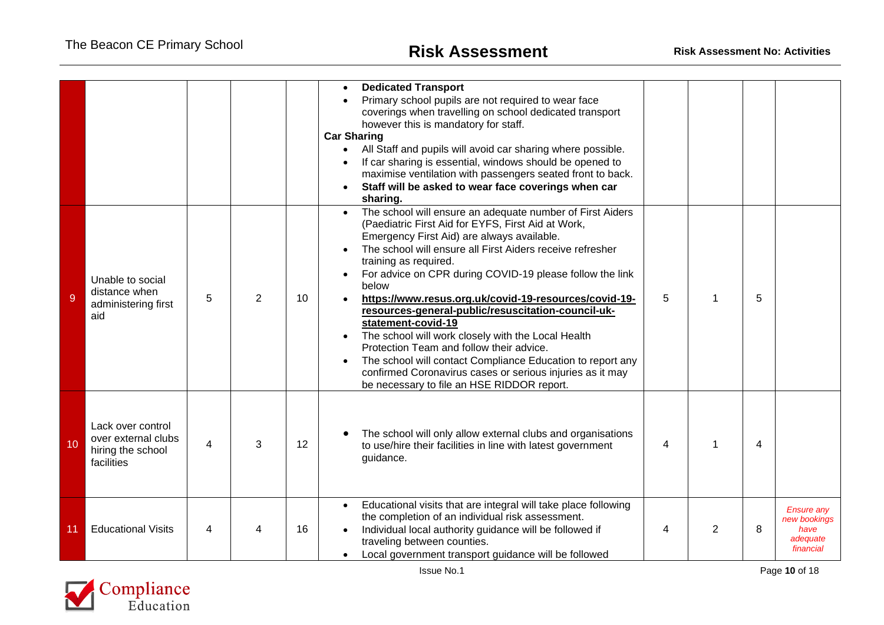| | | | | | | | | | |
|---|---|---|---|---|---|---|---|---|---|
| | | | | | • **Dedicated Transport**<br>• Primary school pupils are not required to wear face coverings when travelling on school dedicated transport however this is mandatory for staff.<br>**Car Sharing**<br>• All Staff and pupils will avoid car sharing where possible.<br>• If car sharing is essential, windows should be opened to maximise ventilation with passengers seated front to back.<br>• **Staff will be asked to wear face coverings when car sharing.** | | | | |
| 9 | Unable to social distance when administering first aid | 5 | 2 | 10 | • The school will ensure an adequate number of First Aiders (Paediatric First Aid for EYFS, First Aid at Work, Emergency First Aid) are always available.<br>• The school will ensure all First Aiders receive refresher training as required.<br>• For advice on CPR during COVID-19 please follow the link below<br>• **https://www.resus.org.uk/covid-19-resources/covid-19-resources-general-public/resuscitation-council-uk-statement-covid-19**<br>• The school will work closely with the Local Health Protection Team and follow their advice.<br>• The school will contact Compliance Education to report any confirmed Coronavirus cases or serious injuries as it may be necessary to file an HSE RIDDOR report. | 5 | 1 | 5 | |
| 10 | Lack over control over external clubs hiring the school facilities | 4 | 3 | 12 | • The school will only allow external clubs and organisations to use/hire their facilities in line with latest government guidance. | 4 | 1 | 4 | |
| 11 | Educational Visits | 4 | 4 | 16 | • Educational visits that are integral will take place following the completion of an individual risk assessment.<br>• Individual local authority guidance will be followed if traveling between counties.<br>• Local government transport guidance will be followed | 4 | 2 | 8 | *Ensure any new bookings have adequate financial* |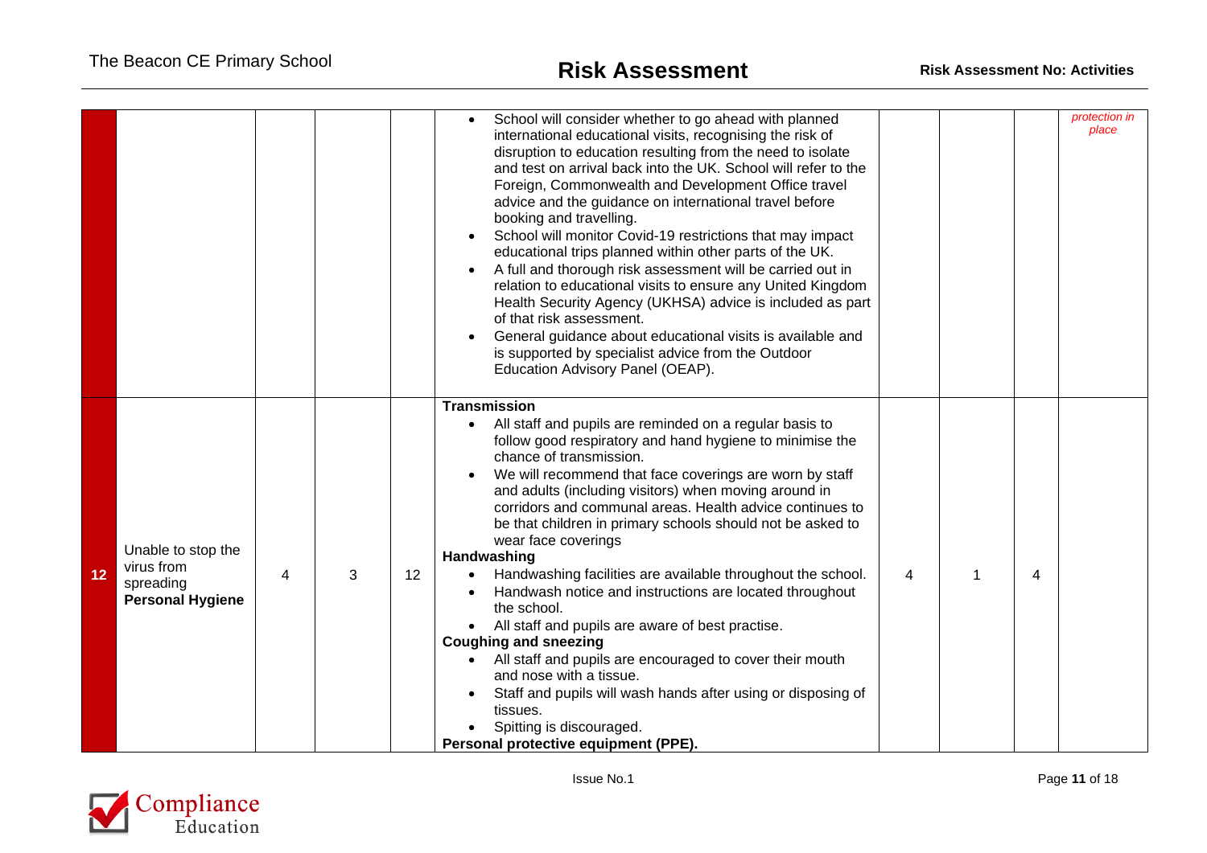| | | | | | | | | | |
|---|---|---|---|---|---|---|---|---|---|
| | | | | • School will consider whether to go ahead with planned international educational visits, recognising the risk of disruption to education resulting from the need to isolate and test on arrival back into the UK. School will refer to the Foreign, Commonwealth and Development Office travel advice and the guidance on international travel before booking and travelling.<br>• School will monitor Covid-19 restrictions that may impact educational trips planned within other parts of the UK.<br>• A full and thorough risk assessment will be carried out in relation to educational visits to ensure any United Kingdom Health Security Agency (UKHSA) advice is included as part of that risk assessment.<br>• General guidance about educational visits is available and is supported by specialist advice from the Outdoor Education Advisory Panel (OEAP). | | | | *protection in place* |
| 12 | Unable to stop the virus from spreading **Personal Hygiene** | 4 | 3 | 12 | **Transmission**<br>• All staff and pupils are reminded on a regular basis to follow good respiratory and hand hygiene to minimise the chance of transmission.<br>• We will recommend that face coverings are worn by staff and adults (including visitors) when moving around in corridors and communal areas. Health advice continues to be that children in primary schools should not be asked to wear face coverings<br>**Handwashing**<br>• Handwashing facilities are available throughout the school.<br>• Handwash notice and instructions are located throughout the school.<br>• All staff and pupils are aware of best practise.<br>**Coughing and sneezing**<br>• All staff and pupils are encouraged to cover their mouth and nose with a tissue.<br>• Staff and pupils will wash hands after using or disposing of tissues.<br>• Spitting is discouraged.<br>**Personal protective equipment (PPE).** | 4 | 1 | 4 | |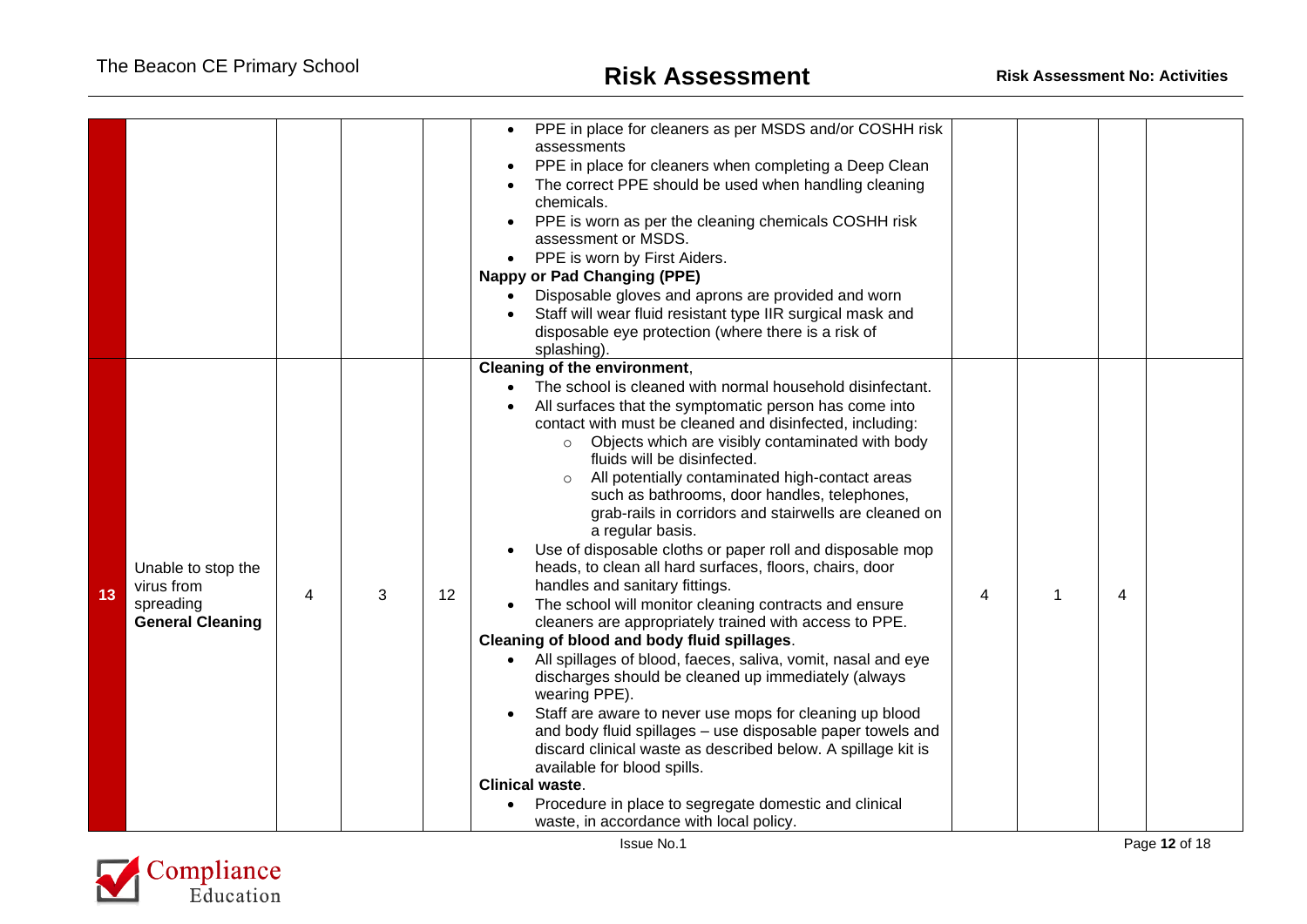| | | | | | | | | | |
|---|---|---|---|---|---|---|---|---|---|
| | | | | | • PPE in place for cleaners as per MSDS and/or COSHH risk assessments<br>• PPE in place for cleaners when completing a Deep Clean<br>• The correct PPE should be used when handling cleaning chemicals.<br>• PPE is worn as per the cleaning chemicals COSHH risk assessment or MSDS.<br>• PPE is worn by First Aiders.<br>**Nappy or Pad Changing (PPE)**<br>• Disposable gloves and aprons are provided and worn<br>• Staff will wear fluid resistant type IIR surgical mask and disposable eye protection (where there is a risk of splashing). | | | | |
| 13 | Unable to stop the virus from spreading **General Cleaning** | 4 | 3 | 12 | **Cleaning of the environment**,<br>• The school is cleaned with normal household disinfectant.<br>• All surfaces that the symptomatic person has come into contact with must be cleaned and disinfected, including:<br>&nbsp;&nbsp;&nbsp;&nbsp;○ Objects which are visibly contaminated with body fluids will be disinfected.<br>&nbsp;&nbsp;&nbsp;&nbsp;○ All potentially contaminated high-contact areas such as bathrooms, door handles, telephones, grab-rails in corridors and stairwells are cleaned on a regular basis.<br>• Use of disposable cloths or paper roll and disposable mop heads, to clean all hard surfaces, floors, chairs, door handles and sanitary fittings.<br>• The school will monitor cleaning contracts and ensure cleaners are appropriately trained with access to PPE.<br>**Cleaning of blood and body fluid spillages**.<br>• All spillages of blood, faeces, saliva, vomit, nasal and eye discharges should be cleaned up immediately (always wearing PPE).<br>• Staff are aware to never use mops for cleaning up blood and body fluid spillages – use disposable paper towels and discard clinical waste as described below. A spillage kit is available for blood spills.<br>**Clinical waste**.<br>• Procedure in place to segregate domestic and clinical waste, in accordance with local policy. | 4 | 1 | 4 | |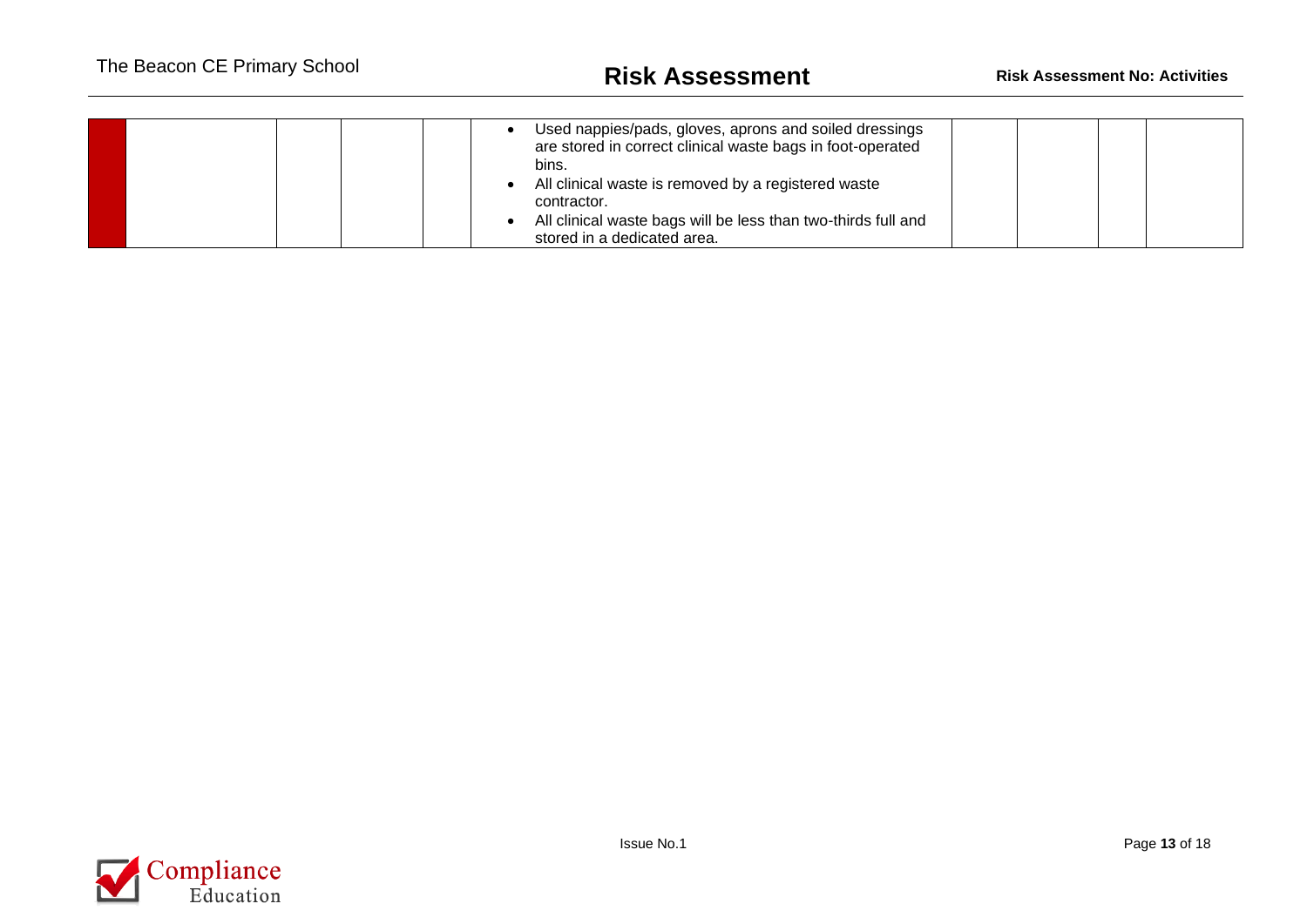|  |  |  |  |  |  |  |  |  |  |
|---|---|---|---|---|---|---|---|---|---|
|  |  |  |  |  | • Used nappies/pads, gloves, aprons and soiled dressings are stored in correct clinical waste bags in foot-operated bins.<br>• All clinical waste is removed by a registered waste contractor.<br>• All clinical waste bags will be less than two-thirds full and stored in a dedicated area. |  |  |  |  |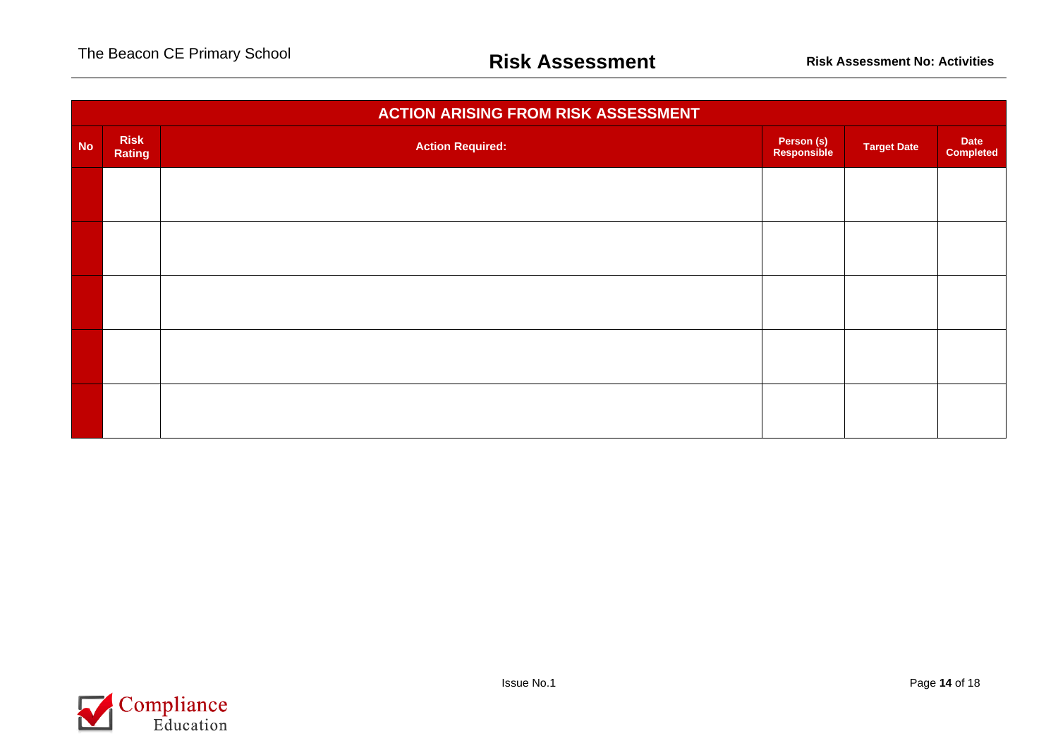| ACTION ARISING FROM RISK ASSESSMENT | | | | | |
|---|---|---|---|---|---|
| **No** | **Risk Rating** | **Action Required:** | **Person (s) Responsible** | **Target Date** | **Date Completed** |
| | | | | | |
| | | | | | |
| | | | | | |
| | | | | | |
| | | | | | |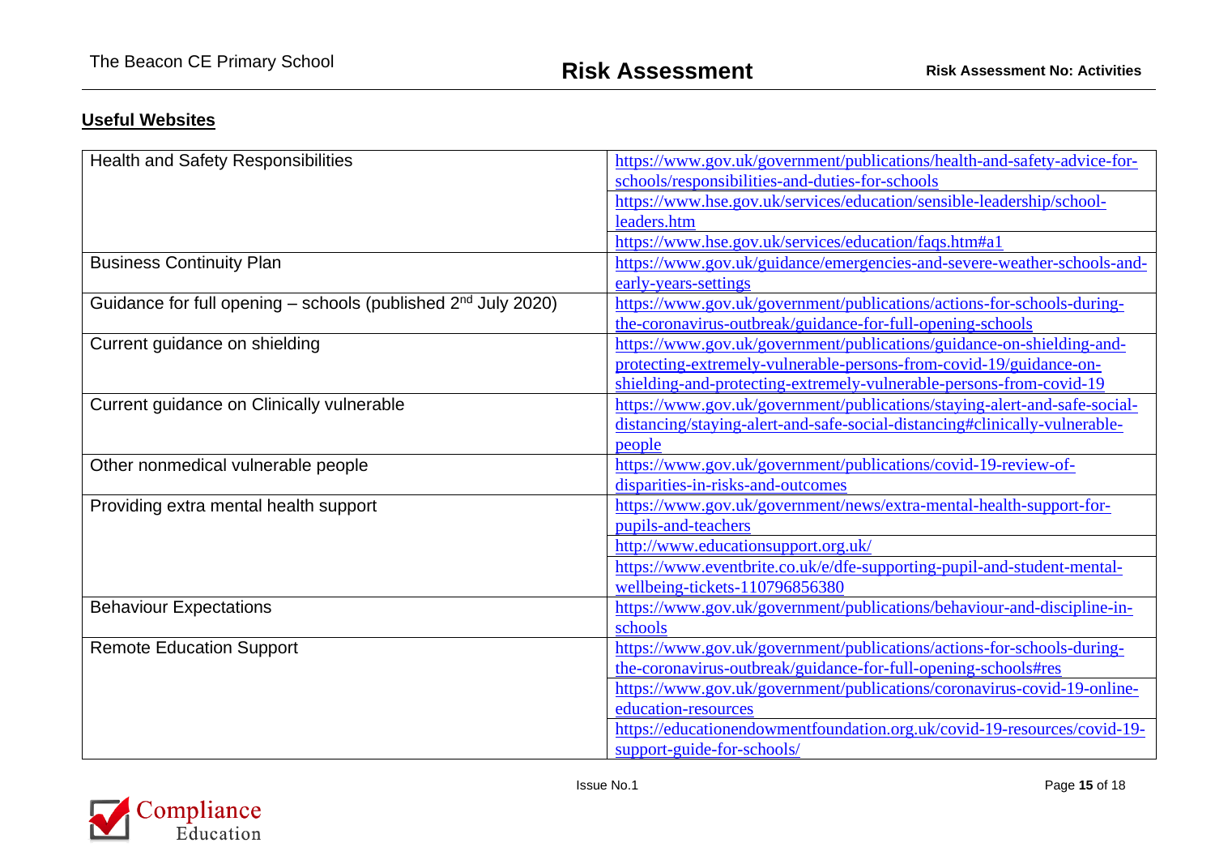## Useful Websites

| | |
|---|---|
| Health and Safety Responsibilities | https://www.gov.uk/government/publications/health-and-safety-advice-for-schools/responsibilities-and-duties-for-schools |
| | https://www.hse.gov.uk/services/education/sensible-leadership/school-leaders.htm |
| | https://www.hse.gov.uk/services/education/faqs.htm#a1 |
| Business Continuity Plan | https://www.gov.uk/guidance/emergencies-and-severe-weather-schools-and-early-years-settings |
| Guidance for full opening – schools (published 2nd July 2020) | https://www.gov.uk/government/publications/actions-for-schools-during-the-coronavirus-outbreak/guidance-for-full-opening-schools |
| Current guidance on shielding | https://www.gov.uk/government/publications/guidance-on-shielding-and-protecting-extremely-vulnerable-persons-from-covid-19/guidance-on-shielding-and-protecting-extremely-vulnerable-persons-from-covid-19 |
| Current guidance on Clinically vulnerable | https://www.gov.uk/government/publications/staying-alert-and-safe-social-distancing/staying-alert-and-safe-social-distancing#clinically-vulnerable-people |
| Other nonmedical vulnerable people | https://www.gov.uk/government/publications/covid-19-review-of-disparities-in-risks-and-outcomes |
| Providing extra mental health support | https://www.gov.uk/government/news/extra-mental-health-support-for-pupils-and-teachers |
| | http://www.educationsupport.org.uk/ |
| | https://www.eventbrite.co.uk/e/dfe-supporting-pupil-and-student-mental-wellbeing-tickets-110796856380 |
| Behaviour Expectations | https://www.gov.uk/government/publications/behaviour-and-discipline-in-schools |
| Remote Education Support | https://www.gov.uk/government/publications/actions-for-schools-during-the-coronavirus-outbreak/guidance-for-full-opening-schools#res |
| | https://www.gov.uk/government/publications/coronavirus-covid-19-online-education-resources |
| | https://educationendowmentfoundation.org.uk/covid-19-resources/covid-19-support-guide-for-schools/ |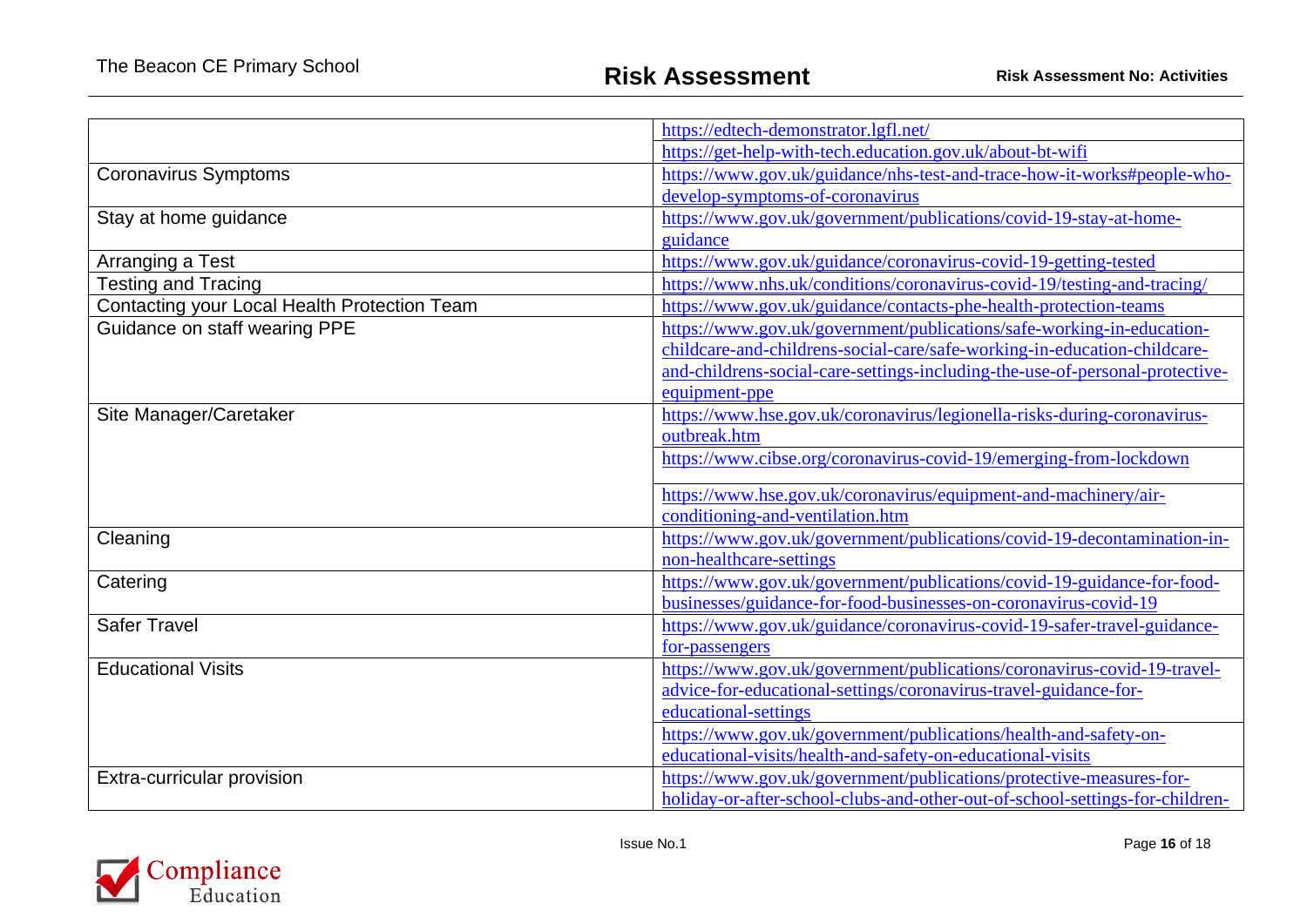| | |
|---|---|
| | https://edtech-demonstrator.lgfl.net/ |
| | https://get-help-with-tech.education.gov.uk/about-bt-wifi |
| Coronavirus Symptoms | https://www.gov.uk/guidance/nhs-test-and-trace-how-it-works#people-who-develop-symptoms-of-coronavirus |
| Stay at home guidance | https://www.gov.uk/government/publications/covid-19-stay-at-home-guidance |
| Arranging a Test | https://www.gov.uk/guidance/coronavirus-covid-19-getting-tested |
| Testing and Tracing | https://www.nhs.uk/conditions/coronavirus-covid-19/testing-and-tracing/ |
| Contacting your Local Health Protection Team | https://www.gov.uk/guidance/contacts-phe-health-protection-teams |
| Guidance on staff wearing PPE | https://www.gov.uk/government/publications/safe-working-in-education-childcare-and-childrens-social-care/safe-working-in-education-childcare-and-childrens-social-care-settings-including-the-use-of-personal-protective-equipment-ppe |
| Site Manager/Caretaker | https://www.hse.gov.uk/coronavirus/legionella-risks-during-coronavirus-outbreak.htm |
| | https://www.cibse.org/coronavirus-covid-19/emerging-from-lockdown |
| | https://www.hse.gov.uk/coronavirus/equipment-and-machinery/air-conditioning-and-ventilation.htm |
| Cleaning | https://www.gov.uk/government/publications/covid-19-decontamination-in-non-healthcare-settings |
| Catering | https://www.gov.uk/government/publications/covid-19-guidance-for-food-businesses/guidance-for-food-businesses-on-coronavirus-covid-19 |
| Safer Travel | https://www.gov.uk/guidance/coronavirus-covid-19-safer-travel-guidance-for-passengers |
| Educational Visits | https://www.gov.uk/government/publications/coronavirus-covid-19-travel-advice-for-educational-settings/coronavirus-travel-guidance-for-educational-settings |
| | https://www.gov.uk/government/publications/health-and-safety-on-educational-visits/health-and-safety-on-educational-visits |
| Extra-curricular provision | https://www.gov.uk/government/publications/protective-measures-for-holiday-or-after-school-clubs-and-other-out-of-school-settings-for-children- |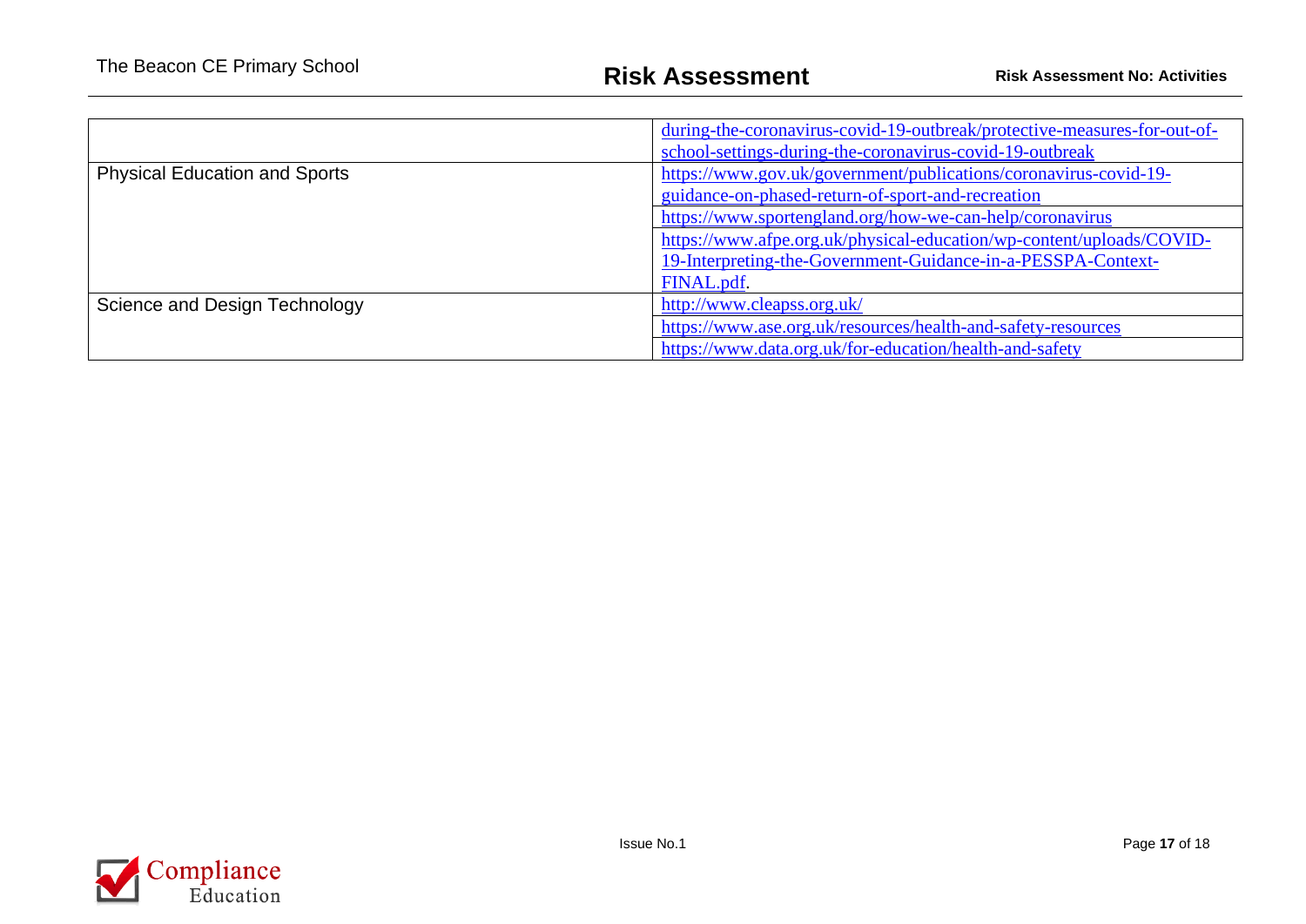| | |
|---|---|
| | during-the-coronavirus-covid-19-outbreak/protective-measures-for-out-of-school-settings-during-the-coronavirus-covid-19-outbreak |
| Physical Education and Sports | https://www.gov.uk/government/publications/coronavirus-covid-19-guidance-on-phased-return-of-sport-and-recreation |
| | https://www.sportengland.org/how-we-can-help/coronavirus |
| | https://www.afpe.org.uk/physical-education/wp-content/uploads/COVID-19-Interpreting-the-Government-Guidance-in-a-PESSPA-Context-FINAL.pdf. |
| Science and Design Technology | http://www.cleapss.org.uk/ |
| | https://www.ase.org.uk/resources/health-and-safety-resources |
| | https://www.data.org.uk/for-education/health-and-safety |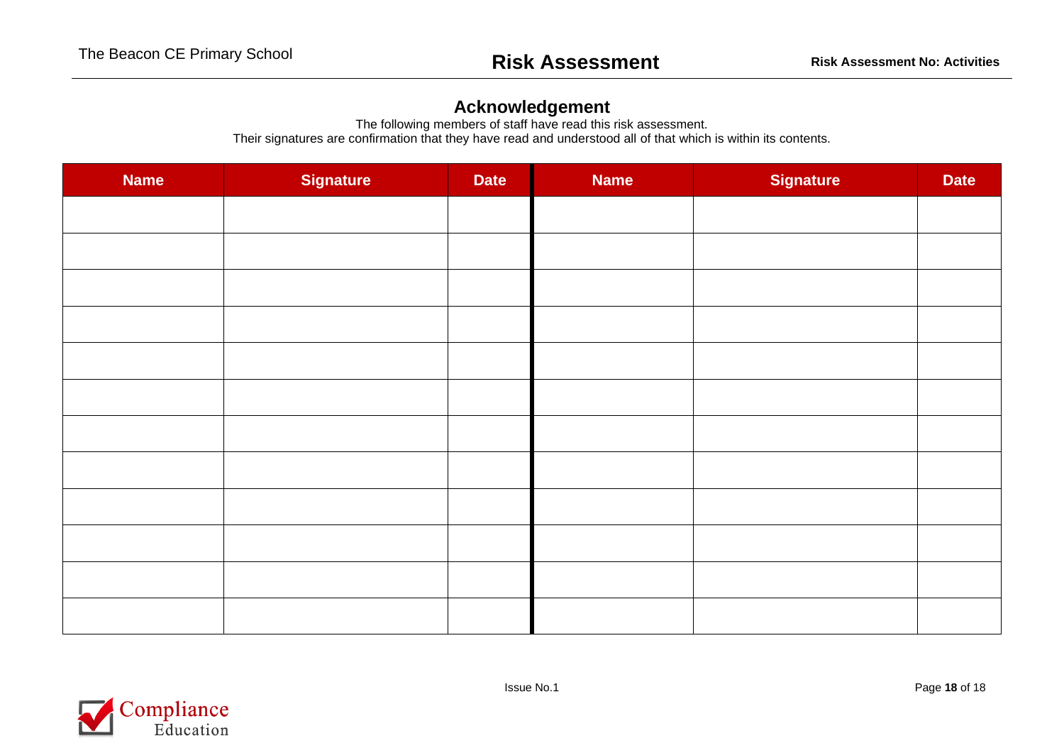## Acknowledgement

The following members of staff have read this risk assessment.
Their signatures are confirmation that they have read and understood all of that which is within its contents.

| Name | Signature | Date | Name | Signature | Date |
|---|---|---|---|---|---|
| | | | | | |
| | | | | | |
| | | | | | |
| | | | | | |
| | | | | | |
| | | | | | |
| | | | | | |
| | | | | | |
| | | | | | |
| | | | | | |
| | | | | | |
| | | | | | |